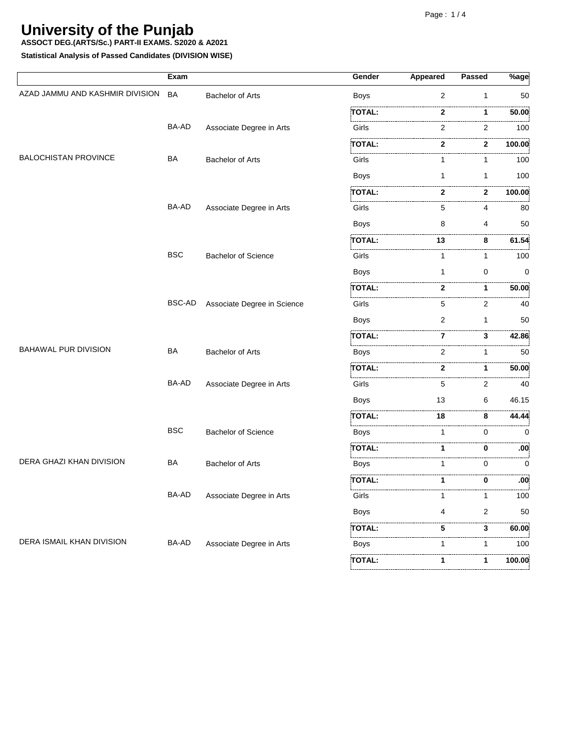# University of the Punjab

**ASSOCT DEG.(ARTS/Sc.) PART-II EXAMS. S2020 & A2021**

**Statistical Analysis of Passed Candidates (DIVISION WISE)**

| | Exam | | Gender | Appeared | Passed | %age |
|---|---|---|---|---|---|---|
| AZAD JAMMU AND KASHMIR DIVISION | BA | Bachelor of Arts | Boys | 2 | 1 | 50 |
| | | | **TOTAL:** | **2** | **1** | **50.00** |
| | BA-AD | Associate Degree in Arts | Girls | 2 | 2 | 100 |
| | | | **TOTAL:** | **2** | **2** | **100.00** |
| BALOCHISTAN PROVINCE | BA | Bachelor of Arts | Girls | 1 | 1 | 100 |
| | | | Boys | 1 | 1 | 100 |
| | | | **TOTAL:** | **2** | **2** | **100.00** |
| | BA-AD | Associate Degree in Arts | Girls | 5 | 4 | 80 |
| | | | Boys | 8 | 4 | 50 |
| | | | **TOTAL:** | **13** | **8** | **61.54** |
| | BSC | Bachelor of Science | Girls | 1 | 1 | 100 |
| | | | Boys | 1 | 0 | 0 |
| | | | **TOTAL:** | **2** | **1** | **50.00** |
| | BSC-AD | Associate Degree in Science | Girls | 5 | 2 | 40 |
| | | | Boys | 2 | 1 | 50 |
| | | | **TOTAL:** | **7** | **3** | **42.86** |
| BAHAWAL PUR DIVISION | BA | Bachelor of Arts | Boys | 2 | 1 | 50 |
| | | | **TOTAL:** | **2** | **1** | **50.00** |
| | BA-AD | Associate Degree in Arts | Girls | 5 | 2 | 40 |
| | | | Boys | 13 | 6 | 46.15 |
| | | | **TOTAL:** | **18** | **8** | **44.44** |
| | BSC | Bachelor of Science | Boys | 1 | 0 | 0 |
| | | | **TOTAL:** | **1** | **0** | **.00** |
| DERA GHAZI KHAN DIVISION | BA | Bachelor of Arts | Boys | 1 | 0 | 0 |
| | | | **TOTAL:** | **1** | **0** | **.00** |
| | BA-AD | Associate Degree in Arts | Girls | 1 | 1 | 100 |
| | | | Boys | 4 | 2 | 50 |
| | | | **TOTAL:** | **5** | **3** | **60.00** |
| DERA ISMAIL KHAN DIVISION | BA-AD | Associate Degree in Arts | Boys | 1 | 1 | 100 |
| | | | **TOTAL:** | **1** | **1** | **100.00** |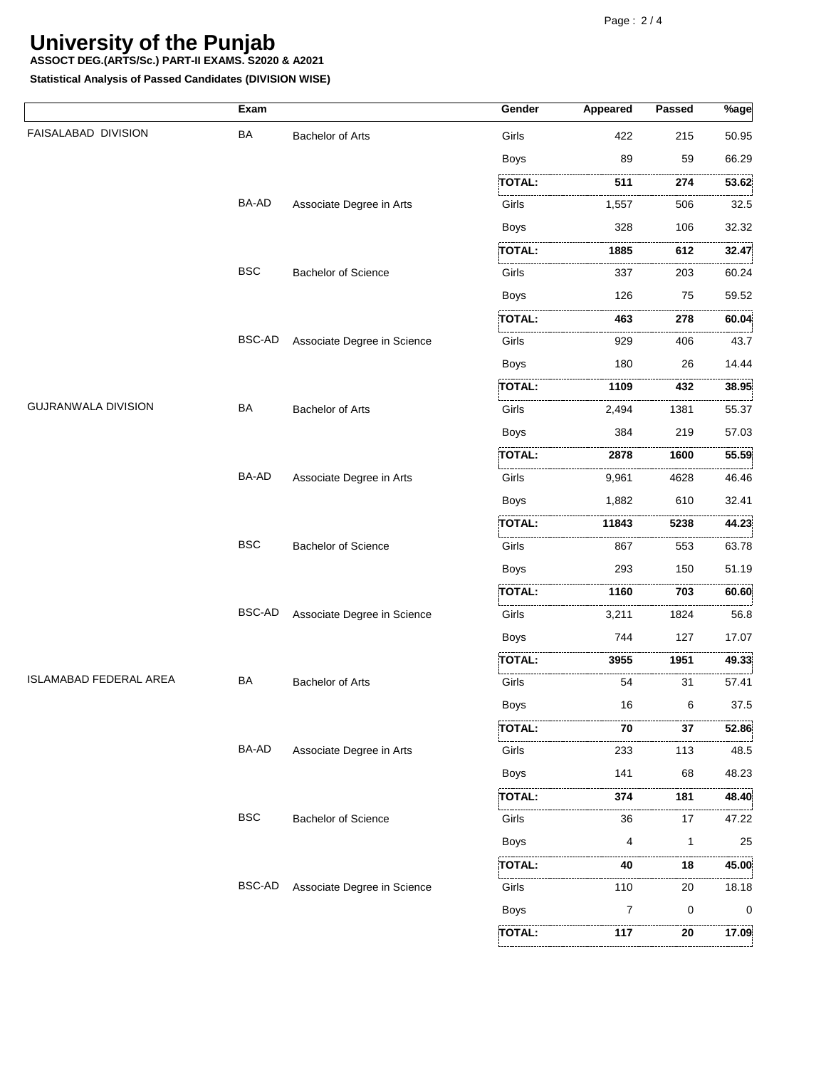# University of the Punjab

**ASSOCT DEG.(ARTS/Sc.) PART-II EXAMS. S2020 & A2021**

**Statistical Analysis of Passed Candidates (DIVISION WISE)**

| | Exam | | Gender | Appeared | Passed | %age |
|---|---|---|---|---|---|---|
| FAISALABAD DIVISION | BA | Bachelor of Arts | Girls | 422 | 215 | 50.95 |
| | | | Boys | 89 | 59 | 66.29 |
| | | | **TOTAL:** | **511** | **274** | **53.62** |
| | BA-AD | Associate Degree in Arts | Girls | 1,557 | 506 | 32.5 |
| | | | Boys | 328 | 106 | 32.32 |
| | | | **TOTAL:** | **1885** | **612** | **32.47** |
| | BSC | Bachelor of Science | Girls | 337 | 203 | 60.24 |
| | | | Boys | 126 | 75 | 59.52 |
| | | | **TOTAL:** | **463** | **278** | **60.04** |
| | BSC-AD | Associate Degree in Science | Girls | 929 | 406 | 43.7 |
| | | | Boys | 180 | 26 | 14.44 |
| | | | **TOTAL:** | **1109** | **432** | **38.95** |
| GUJRANWALA DIVISION | BA | Bachelor of Arts | Girls | 2,494 | 1381 | 55.37 |
| | | | Boys | 384 | 219 | 57.03 |
| | | | **TOTAL:** | **2878** | **1600** | **55.59** |
| | BA-AD | Associate Degree in Arts | Girls | 9,961 | 4628 | 46.46 |
| | | | Boys | 1,882 | 610 | 32.41 |
| | | | **TOTAL:** | **11843** | **5238** | **44.23** |
| | BSC | Bachelor of Science | Girls | 867 | 553 | 63.78 |
| | | | Boys | 293 | 150 | 51.19 |
| | | | **TOTAL:** | **1160** | **703** | **60.60** |
| | BSC-AD | Associate Degree in Science | Girls | 3,211 | 1824 | 56.8 |
| | | | Boys | 744 | 127 | 17.07 |
| | | | **TOTAL:** | **3955** | **1951** | **49.33** |
| ISLAMABAD FEDERAL AREA | BA | Bachelor of Arts | Girls | 54 | 31 | 57.41 |
| | | | Boys | 16 | 6 | 37.5 |
| | | | **TOTAL:** | **70** | **37** | **52.86** |
| | BA-AD | Associate Degree in Arts | Girls | 233 | 113 | 48.5 |
| | | | Boys | 141 | 68 | 48.23 |
| | | | **TOTAL:** | **374** | **181** | **48.40** |
| | BSC | Bachelor of Science | Girls | 36 | 17 | 47.22 |
| | | | Boys | 4 | 1 | 25 |
| | | | **TOTAL:** | **40** | **18** | **45.00** |
| | BSC-AD | Associate Degree in Science | Girls | 110 | 20 | 18.18 |
| | | | Boys | 7 | 0 | 0 |
| | | | **TOTAL:** | **117** | **20** | **17.09** |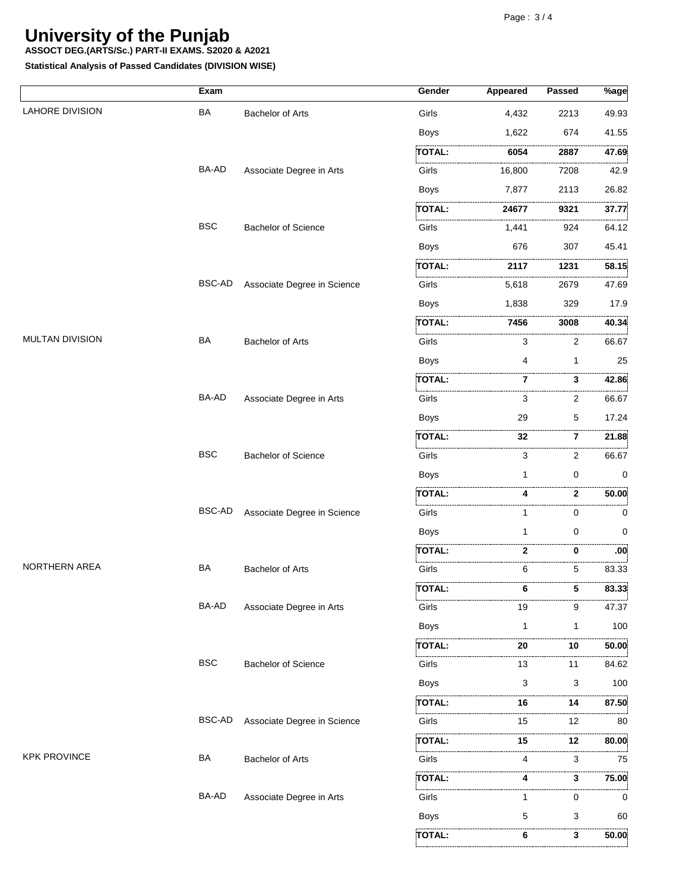# University of the Punjab

**ASSOCT DEG.(ARTS/Sc.) PART-II EXAMS. S2020 & A2021**

**Statistical Analysis of Passed Candidates (DIVISION WISE)**

| | Exam | | Gender | Appeared | Passed | %age |
|---|---|---|---|---|---|---|
| LAHORE DIVISION | BA | Bachelor of Arts | Girls | 4,432 | 2213 | 49.93 |
| | | | Boys | 1,622 | 674 | 41.55 |
| | | | **TOTAL:** | **6054** | **2887** | **47.69** |
| | BA-AD | Associate Degree in Arts | Girls | 16,800 | 7208 | 42.9 |
| | | | Boys | 7,877 | 2113 | 26.82 |
| | | | **TOTAL:** | **24677** | **9321** | **37.77** |
| | BSC | Bachelor of Science | Girls | 1,441 | 924 | 64.12 |
| | | | Boys | 676 | 307 | 45.41 |
| | | | **TOTAL:** | **2117** | **1231** | **58.15** |
| | BSC-AD | Associate Degree in Science | Girls | 5,618 | 2679 | 47.69 |
| | | | Boys | 1,838 | 329 | 17.9 |
| | | | **TOTAL:** | **7456** | **3008** | **40.34** |
| MULTAN DIVISION | BA | Bachelor of Arts | Girls | 3 | 2 | 66.67 |
| | | | Boys | 4 | 1 | 25 |
| | | | **TOTAL:** | **7** | **3** | **42.86** |
| | BA-AD | Associate Degree in Arts | Girls | 3 | 2 | 66.67 |
| | | | Boys | 29 | 5 | 17.24 |
| | | | **TOTAL:** | **32** | **7** | **21.88** |
| | BSC | Bachelor of Science | Girls | 3 | 2 | 66.67 |
| | | | Boys | 1 | 0 | 0 |
| | | | **TOTAL:** | **4** | **2** | **50.00** |
| | BSC-AD | Associate Degree in Science | Girls | 1 | 0 | 0 |
| | | | Boys | 1 | 0 | 0 |
| | | | **TOTAL:** | **2** | **0** | **.00** |
| NORTHERN AREA | BA | Bachelor of Arts | Girls | 6 | 5 | 83.33 |
| | | | **TOTAL:** | **6** | **5** | **83.33** |
| | BA-AD | Associate Degree in Arts | Girls | 19 | 9 | 47.37 |
| | | | Boys | 1 | 1 | 100 |
| | | | **TOTAL:** | **20** | **10** | **50.00** |
| | BSC | Bachelor of Science | Girls | 13 | 11 | 84.62 |
| | | | Boys | 3 | 3 | 100 |
| | | | **TOTAL:** | **16** | **14** | **87.50** |
| | BSC-AD | Associate Degree in Science | Girls | 15 | 12 | 80 |
| | | | **TOTAL:** | **15** | **12** | **80.00** |
| KPK PROVINCE | BA | Bachelor of Arts | Girls | 4 | 3 | 75 |
| | | | **TOTAL:** | **4** | **3** | **75.00** |
| | BA-AD | Associate Degree in Arts | Girls | 1 | 0 | 0 |
| | | | Boys | 5 | 3 | 60 |
| | | | **TOTAL:** | **6** | **3** | **50.00** |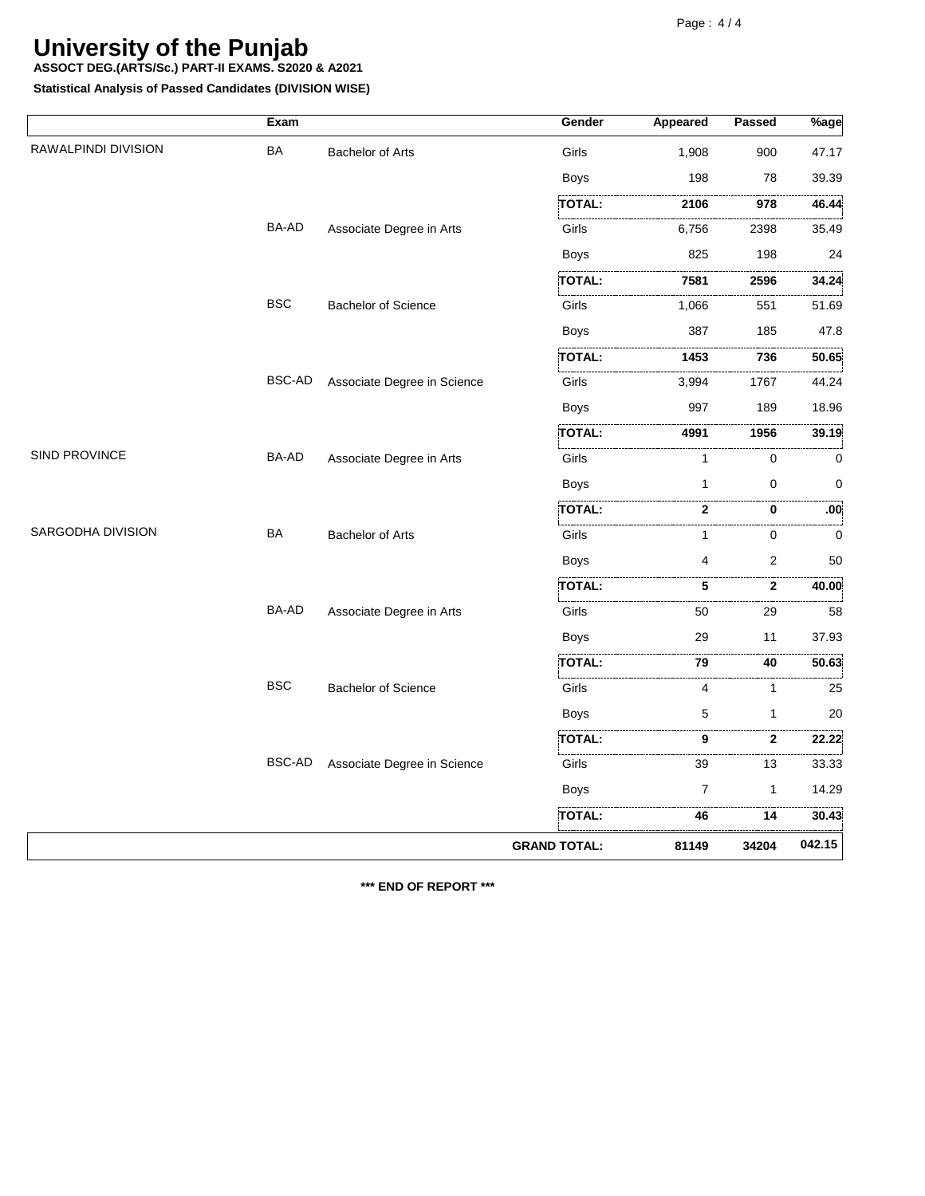# University of the Punjab

**ASSOCT DEG.(ARTS/Sc.) PART-II EXAMS. S2020 & A2021**

**Statistical Analysis of Passed Candidates (DIVISION WISE)**

| | Exam | | Gender | Appeared | Passed | %age |
|---|---|---|---|---|---|---|
| RAWALPINDI DIVISION | BA | Bachelor of Arts | Girls | 1,908 | 900 | 47.17 |
| | | | Boys | 198 | 78 | 39.39 |
| | | | **TOTAL:** | **2106** | **978** | **46.44** |
| | BA-AD | Associate Degree in Arts | Girls | 6,756 | 2398 | 35.49 |
| | | | Boys | 825 | 198 | 24 |
| | | | **TOTAL:** | **7581** | **2596** | **34.24** |
| | BSC | Bachelor of Science | Girls | 1,066 | 551 | 51.69 |
| | | | Boys | 387 | 185 | 47.8 |
| | | | **TOTAL:** | **1453** | **736** | **50.65** |
| | BSC-AD | Associate Degree in Science | Girls | 3,994 | 1767 | 44.24 |
| | | | Boys | 997 | 189 | 18.96 |
| | | | **TOTAL:** | **4991** | **1956** | **39.19** |
| SIND PROVINCE | BA-AD | Associate Degree in Arts | Girls | 1 | 0 | 0 |
| | | | Boys | 1 | 0 | 0 |
| | | | **TOTAL:** | **2** | **0** | **.00** |
| SARGODHA DIVISION | BA | Bachelor of Arts | Girls | 1 | 0 | 0 |
| | | | Boys | 4 | 2 | 50 |
| | | | **TOTAL:** | **5** | **2** | **40.00** |
| | BA-AD | Associate Degree in Arts | Girls | 50 | 29 | 58 |
| | | | Boys | 29 | 11 | 37.93 |
| | | | **TOTAL:** | **79** | **40** | **50.63** |
| | BSC | Bachelor of Science | Girls | 4 | 1 | 25 |
| | | | Boys | 5 | 1 | 20 |
| | | | **TOTAL:** | **9** | **2** | **22.22** |
| | BSC-AD | Associate Degree in Science | Girls | 39 | 13 | 33.33 |
| | | | Boys | 7 | 1 | 14.29 |
| | | | **TOTAL:** | **46** | **14** | **30.43** |
| | | | **GRAND TOTAL:** | **81149** | **34204** | **042.15** |

**\*\*\* END OF REPORT \*\*\***